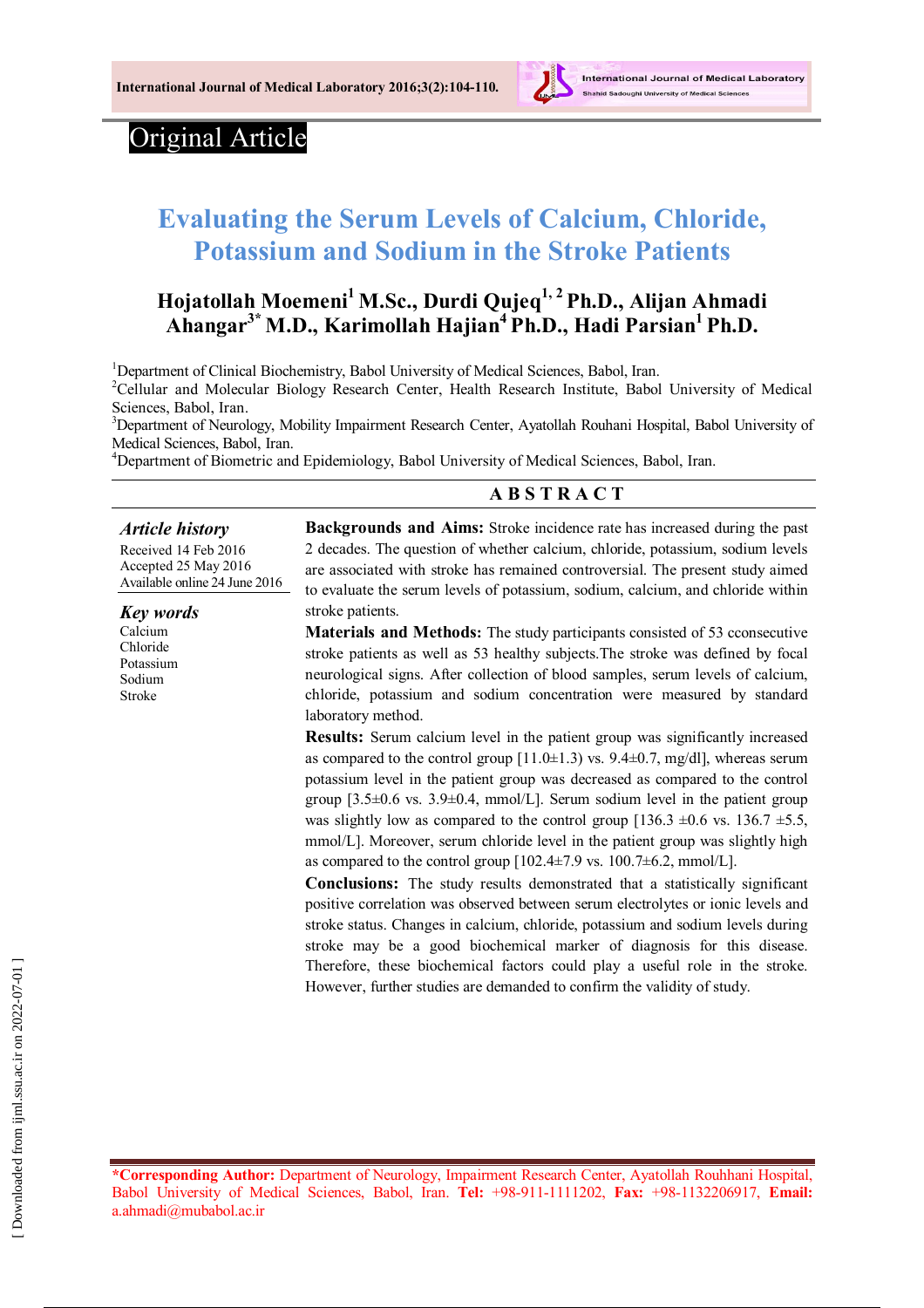Original Article

# Evaluating the Serum Levels of Calcium, Chloride, Potassium and Sodium in the Stroke Patients

**Hojatollah Moemeni[1] M.Sc., Durdi Qujeq[1, 2] Ph.D., Alijan Ahmadi Ahangar[3*] M.D., Karimollah Hajian[4] Ph.D., Hadi Parsian[1] Ph.D.**

[1]Department of Clinical Biochemistry, Babol University of Medical Sciences, Babol, Iran.
[2]Cellular and Molecular Biology Research Center, Health Research Institute, Babol University of Medical Sciences, Babol, Iran.
[3]Department of Neurology, Mobility Impairment Research Center, Ayatollah Rouhani Hospital, Babol University of Medical Sciences, Babol, Iran.
[4]Department of Biometric and Epidemiology, Babol University of Medical Sciences, Babol, Iran.

## ABSTRACT

***Article history***
Received 14 Feb 2016
Accepted 25 May 2016
Available online 24 June 2016

***Key words***
Calcium
Chloride
Potassium
Sodium
Stroke

**Backgrounds and Aims:** Stroke incidence rate has increased during the past 2 decades. The question of whether calcium, chloride, potassium, sodium levels are associated with stroke has remained controversial. The present study aimed to evaluate the serum levels of potassium, sodium, calcium, and chloride within stroke patients.

**Materials and Methods:** The study participants consisted of 53 cconsecutive stroke patients as well as 53 healthy subjects.The stroke was defined by focal neurological signs. After collection of blood samples, serum levels of calcium, chloride, potassium and sodium concentration were measured by standard laboratory method.

**Results:** Serum calcium level in the patient group was significantly increased as compared to the control group [11.0±1.3) vs. 9.4±0.7, mg/dl], whereas serum potassium level in the patient group was decreased as compared to the control group [3.5±0.6 vs. 3.9±0.4, mmol/L]. Serum sodium level in the patient group was slightly low as compared to the control group [136.3 ±0.6 vs. 136.7 ±5.5, mmol/L]. Moreover, serum chloride level in the patient group was slightly high as compared to the control group [102.4±7.9 vs. 100.7±6.2, mmol/L].

**Conclusions:** The study results demonstrated that a statistically significant positive correlation was observed between serum electrolytes or ionic levels and stroke status. Changes in calcium, chloride, potassium and sodium levels during stroke may be a good biochemical marker of diagnosis for this disease. Therefore, these biochemical factors could play a useful role in the stroke. However, further studies are demanded to confirm the validity of study.

**\*Corresponding Author:** Department of Neurology, Impairment Research Center, Ayatollah Rouhani Hospital, Babol University of Medical Sciences, Babol, Iran. **Tel:** +98-911-1111202, **Fax:** +98-1132206917, **Email:** a.ahmadi@mubabol.ac.ir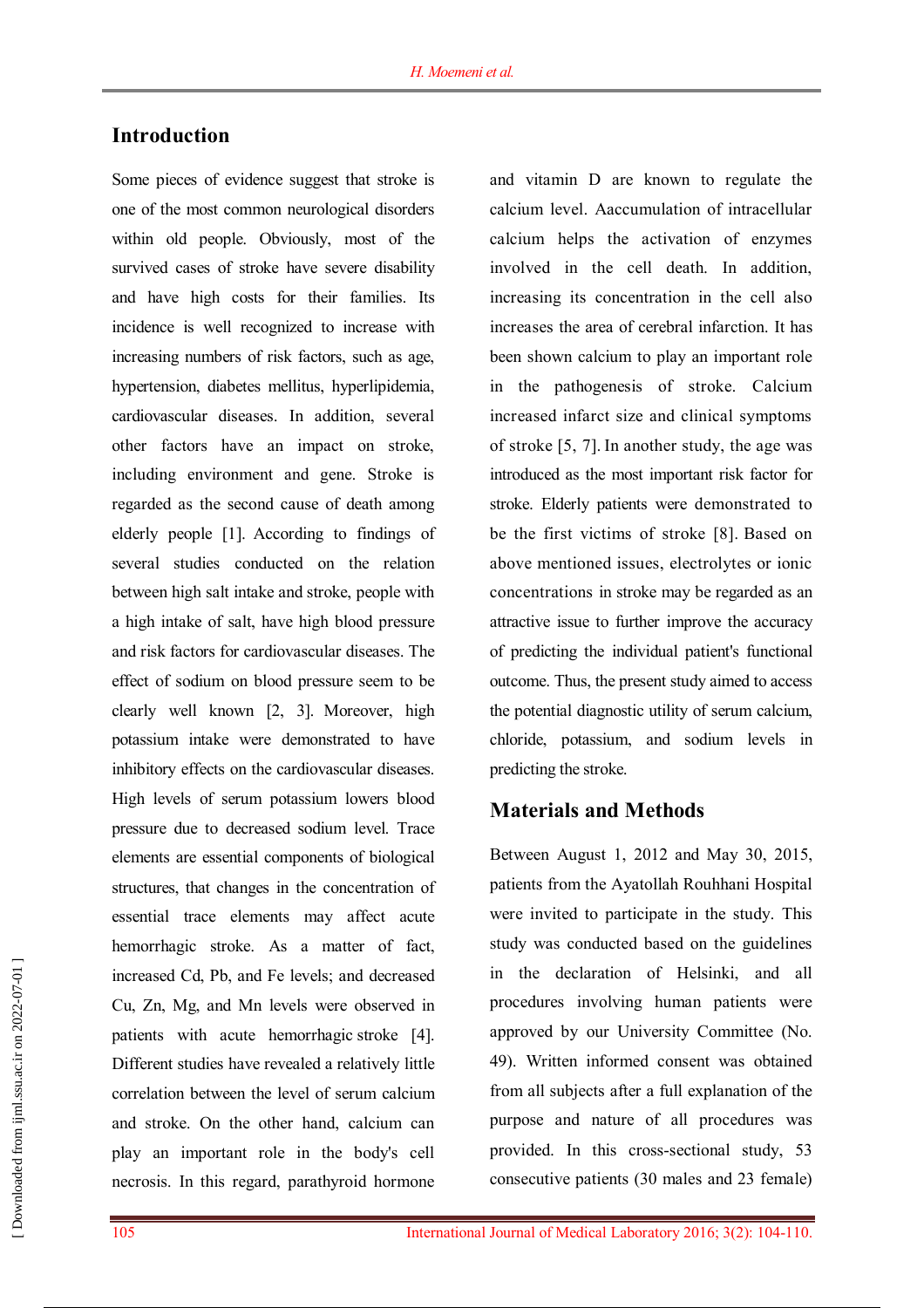## Introduction

Some pieces of evidence suggest that stroke is one of the most common neurological disorders within old people. Obviously, most of the survived cases of stroke have severe disability and have high costs for their families. Its incidence is well recognized to increase with increasing numbers of risk factors, such as age, hypertension, diabetes mellitus, hyperlipidemia, cardiovascular diseases. In addition, several other factors have an impact on stroke, including environment and gene. Stroke is regarded as the second cause of death among elderly people [1]. According to findings of several studies conducted on the relation between high salt intake and stroke, people with a high intake of salt, have high blood pressure and risk factors for cardiovascular diseases. The effect of sodium on blood pressure seem to be clearly well known [2, 3]. Moreover, high potassium intake were demonstrated to have inhibitory effects on the cardiovascular diseases. High levels of serum potassium lowers blood pressure due to decreased sodium level. Trace elements are essential components of biological structures, that changes in the concentration of essential trace elements may affect acute hemorrhagic stroke. As a matter of fact, increased Cd, Pb, and Fe levels; and decreased Cu, Zn, Mg, and Mn levels were observed in patients with acute hemorrhagic stroke [4]. Different studies have revealed a relatively little correlation between the level of serum calcium and stroke. On the other hand, calcium can play an important role in the body's cell necrosis. In this regard, parathyroid hormone and vitamin D are known to regulate the calcium level. Aaccumulation of intracellular calcium helps the activation of enzymes involved in the cell death. In addition, increasing its concentration in the cell also increases the area of cerebral infarction. It has been shown calcium to play an important role in the pathogenesis of stroke. Calcium increased infarct size and clinical symptoms of stroke [5, 7]. In another study, the age was introduced as the most important risk factor for stroke. Elderly patients were demonstrated to be the first victims of stroke [8]. Based on above mentioned issues, electrolytes or ionic concentrations in stroke may be regarded as an attractive issue to further improve the accuracy of predicting the individual patient's functional outcome. Thus, the present study aimed to access the potential diagnostic utility of serum calcium, chloride, potassium, and sodium levels in predicting the stroke.

## Materials and Methods

Between August 1, 2012 and May 30, 2015, patients from the Ayatollah Rouhhani Hospital were invited to participate in the study. This study was conducted based on the guidelines in the declaration of Helsinki, and all procedures involving human patients were approved by our University Committee (No. 49). Written informed consent was obtained from all subjects after a full explanation of the purpose and nature of all procedures was provided. In this cross-sectional study, 53 consecutive patients (30 males and 23 female)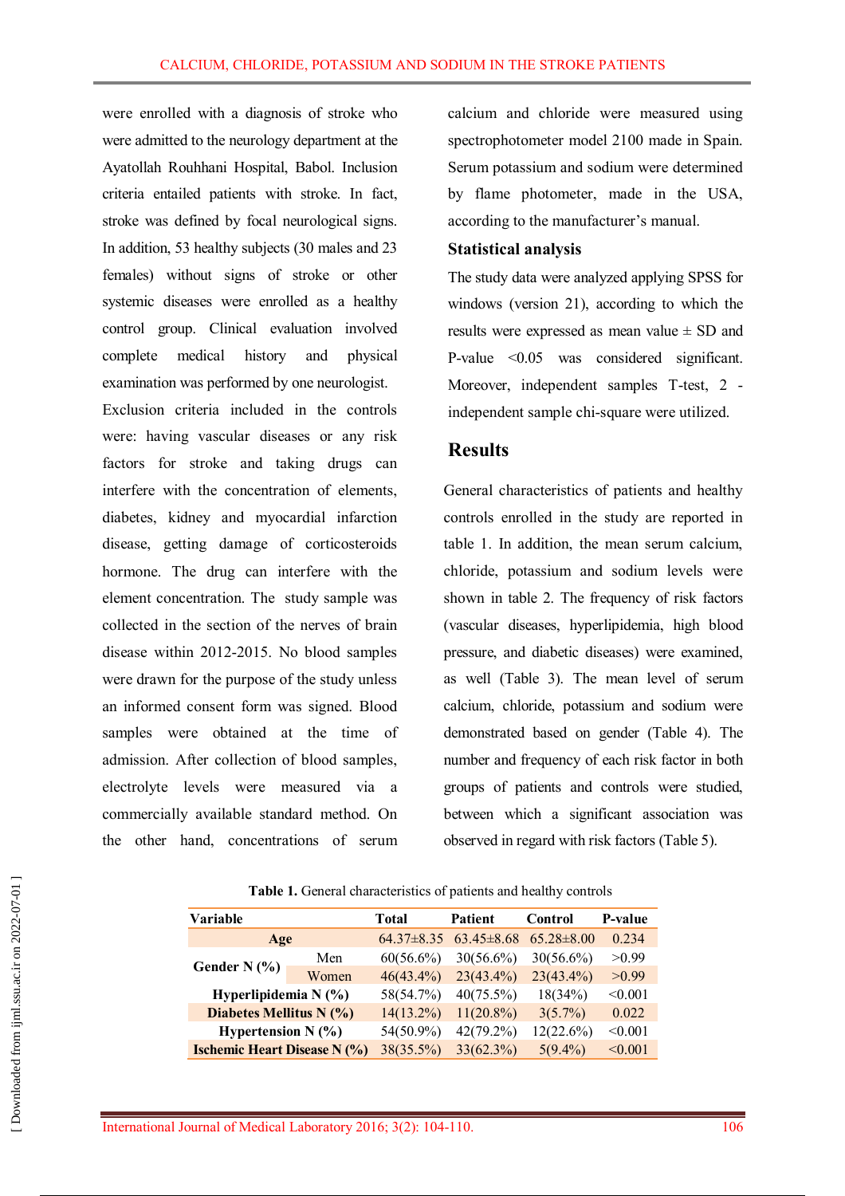were enrolled with a diagnosis of stroke who were admitted to the neurology department at the Ayatollah Rouhhani Hospital, Babol. Inclusion criteria entailed patients with stroke. In fact, stroke was defined by focal neurological signs. In addition, 53 healthy subjects (30 males and 23 females) without signs of stroke or other systemic diseases were enrolled as a healthy control group. Clinical evaluation involved complete medical history and physical examination was performed by one neurologist. Exclusion criteria included in the controls were: having vascular diseases or any risk factors for stroke and taking drugs can interfere with the concentration of elements, diabetes, kidney and myocardial infarction disease, getting damage of corticosteroids hormone. The drug can interfere with the element concentration. The study sample was collected in the section of the nerves of brain disease within 2012-2015. No blood samples were drawn for the purpose of the study unless an informed consent form was signed. Blood samples were obtained at the time of admission. After collection of blood samples, electrolyte levels were measured via a commercially available standard method. On the other hand, concentrations of serum calcium and chloride were measured using spectrophotometer model 2100 made in Spain. Serum potassium and sodium were determined by flame photometer, made in the USA, according to the manufacturer's manual.

### Statistical analysis

The study data were analyzed applying SPSS for windows (version 21), according to which the results were expressed as mean value ± SD and P-value <0.05 was considered significant. Moreover, independent samples T-test, 2 - independent sample chi-square were utilized.

## Results

General characteristics of patients and healthy controls enrolled in the study are reported in table 1. In addition, the mean serum calcium, chloride, potassium and sodium levels were shown in table 2. The frequency of risk factors (vascular diseases, hyperlipidemia, high blood pressure, and diabetic diseases) were examined, as well (Table 3). The mean level of serum calcium, chloride, potassium and sodium were demonstrated based on gender (Table 4). The number and frequency of each risk factor in both groups of patients and controls were studied, between which a significant association was observed in regard with risk factors (Table 5).

**Table 1.** General characteristics of patients and healthy controls

| Variable | | Total | Patient | Control | P-value |
|---|---|---|---|---|---|
| **Age** | | 64.37±8.35 | 63.45±8.68 | 65.28±8.00 | 0.234 |
| **Gender N (%)** | Men | 60(56.6%) | 30(56.6%) | 30(56.6%) | >0.99 |
| | Women | 46(43.4%) | 23(43.4%) | 23(43.4%) | >0.99 |
| **Hyperlipidemia N (%)** | | 58(54.7%) | 40(75.5%) | 18(34%) | <0.001 |
| **Diabetes Mellitus N (%)** | | 14(13.2%) | 11(20.8%) | 3(5.7%) | 0.022 |
| **Hypertension N (%)** | | 54(50.9%) | 42(79.2%) | 12(22.6%) | <0.001 |
| **Ischemic Heart Disease N (%)** | | 38(35.5%) | 33(62.3%) | 5(9.4%) | <0.001 |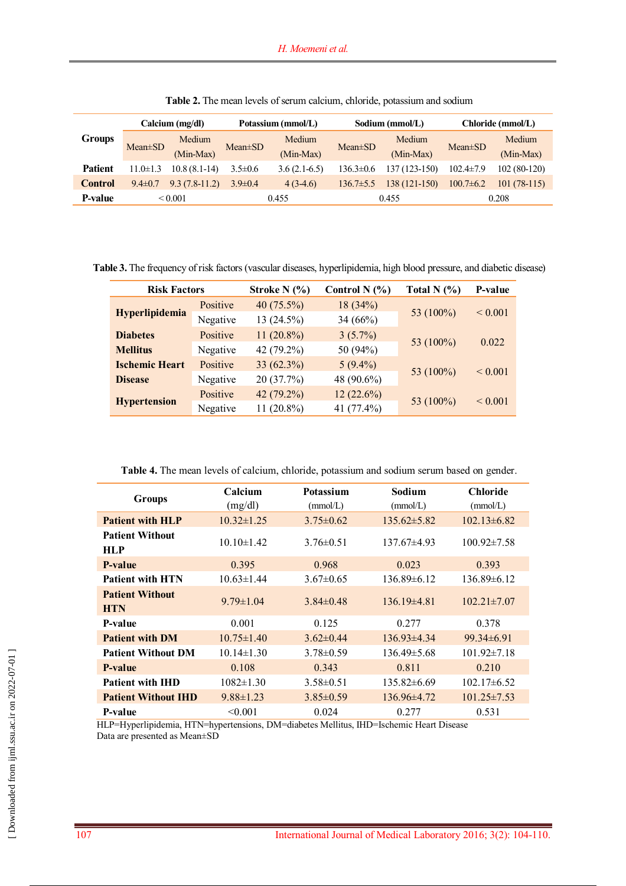**Table 2.** The mean levels of serum calcium, chloride, potassium and sodium

| Groups | Calcium (mg/dl) | | Potassium (mmol/L) | | Sodium (mmol/L) | | Chloride (mmol/L) | |
|---|---|---|---|---|---|---|---|---|
| | Mean±SD | Medium (Min-Max) | Mean±SD | Medium (Min-Max) | Mean±SD | Medium (Min-Max) | Mean±SD | Medium (Min-Max) |
| **Patient** | 11.0±1.3 | 10.8 (8.1-14) | 3.5±0.6 | 3.6 (2.1-6.5) | 136.3±0.6 | 137 (123-150) | 102.4±7.9 | 102 (80-120) |
| **Control** | 9.4±0.7 | 9.3 (7.8-11.2) | 3.9±0.4 | 4 (3-4.6) | 136.7±5.5 | 138 (121-150) | 100.7±6.2 | 101 (78-115) |
| **P-value** | < 0.001 | | 0.455 | | 0.455 | | 0.208 | |

**Table 3.** The frequency of risk factors (vascular diseases, hyperlipidemia, high blood pressure, and diabetic disease)

| Risk Factors | | Stroke N (%) | Control N (%) | Total N (%) | P-value |
|---|---|---|---|---|---|
| **Hyperlipidemia** | Positive | 40 (75.5%) | 18 (34%) | 53 (100%) | < 0.001 |
| | Negative | 13 (24.5%) | 34 (66%) | | |
| **Diabetes Mellitus** | Positive | 11 (20.8%) | 3 (5.7%) | 53 (100%) | 0.022 |
| | Negative | 42 (79.2%) | 50 (94%) | | |
| **Ischemic Heart Disease** | Positive | 33 (62.3%) | 5 (9.4%) | 53 (100%) | < 0.001 |
| | Negative | 20 (37.7%) | 48 (90.6%) | | |
| **Hypertension** | Positive | 42 (79.2%) | 12 (22.6%) | 53 (100%) | < 0.001 |
| | Negative | 11 (20.8%) | 41 (77.4%) | | |

**Table 4.** The mean levels of calcium, chloride, potassium and sodium serum based on gender.

| Groups | Calcium (mg/dl) | Potassium (mmol/L) | Sodium (mmol/L) | Chloride (mmol/L) |
|---|---|---|---|---|
| **Patient with HLP** | 10.32±1.25 | 3.75±0.62 | 135.62±5.82 | 102.13±6.82 |
| **Patient Without HLP** | 10.10±1.42 | 3.76±0.51 | 137.67±4.93 | 100.92±7.58 |
| **P-value** | 0.395 | 0.968 | 0.023 | 0.393 |
| **Patient with HTN** | 10.63±1.44 | 3.67±0.65 | 136.89±6.12 | 136.89±6.12 |
| **Patient Without HTN** | 9.79±1.04 | 3.84±0.48 | 136.19±4.81 | 102.21±7.07 |
| **P-value** | 0.001 | 0.125 | 0.277 | 0.378 |
| **Patient with DM** | 10.75±1.40 | 3.62±0.44 | 136.93±4.34 | 99.34±6.91 |
| **Patient Without DM** | 10.14±1.30 | 3.78±0.59 | 136.49±5.68 | 101.92±7.18 |
| **P-value** | 0.108 | 0.343 | 0.811 | 0.210 |
| **Patient with IHD** | 1082±1.30 | 3.58±0.51 | 135.82±6.69 | 102.17±6.52 |
| **Patient Without IHD** | 9.88±1.23 | 3.85±0.59 | 136.96±4.72 | 101.25±7.53 |
| **P-value** | <0.001 | 0.024 | 0.277 | 0.531 |

HLP=Hyperlipidemia, HTN=hypertensions, DM=diabetes Mellitus, IHD=Ischemic Heart Disease
Data are presented as Mean±SD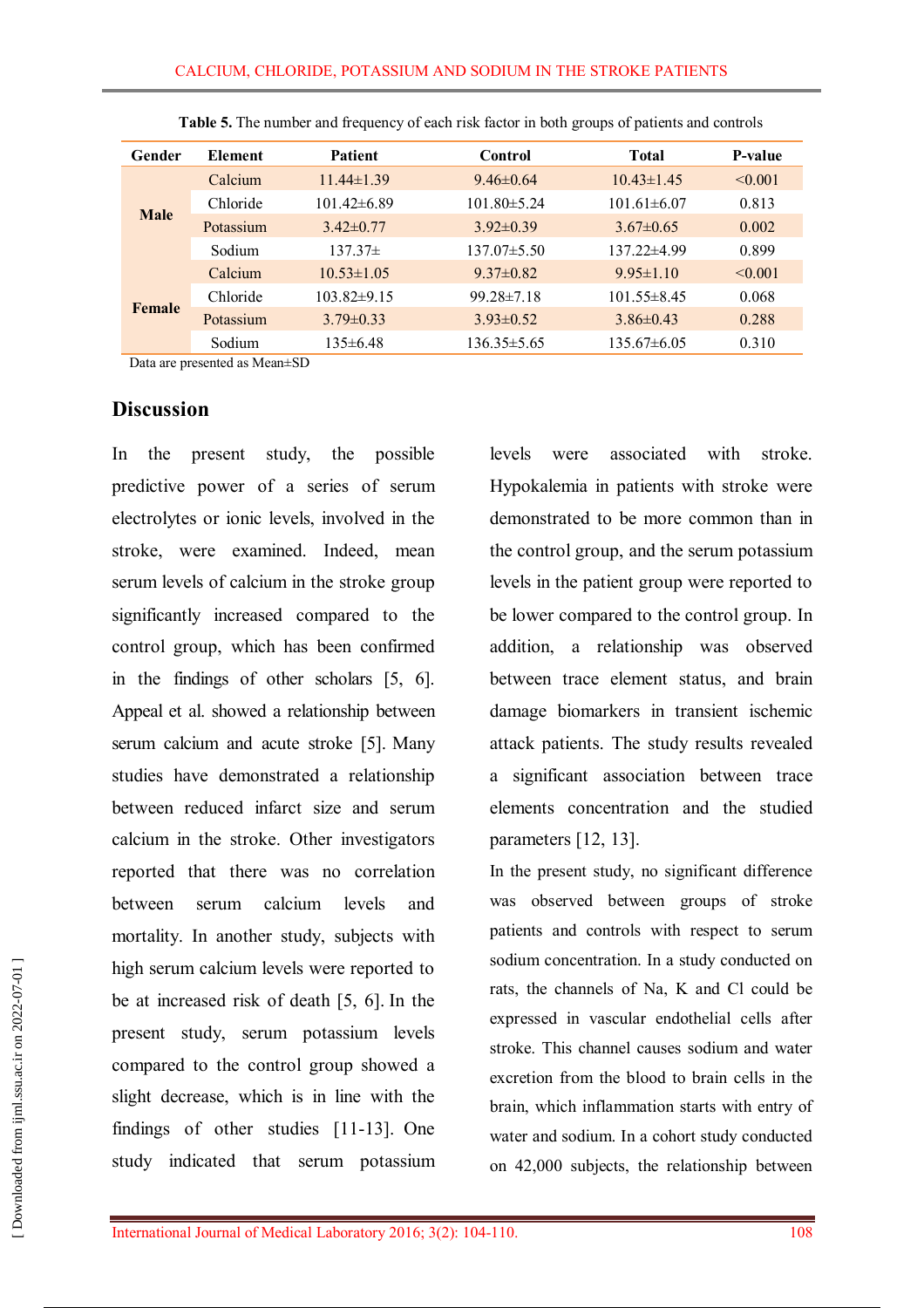**Table 5.** The number and frequency of each risk factor in both groups of patients and controls

| Gender | Element | Patient | Control | Total | P-value |
|---|---|---|---|---|---|
| Male | Calcium | 11.44±1.39 | 9.46±0.64 | 10.43±1.45 | <0.001 |
| | Chloride | 101.42±6.89 | 101.80±5.24 | 101.61±6.07 | 0.813 |
| | Potassium | 3.42±0.77 | 3.92±0.39 | 3.67±0.65 | 0.002 |
| | Sodium | 137.37± | 137.07±5.50 | 137.22±4.99 | 0.899 |
| Female | Calcium | 10.53±1.05 | 9.37±0.82 | 9.95±1.10 | <0.001 |
| | Chloride | 103.82±9.15 | 99.28±7.18 | 101.55±8.45 | 0.068 |
| | Potassium | 3.79±0.33 | 3.93±0.52 | 3.86±0.43 | 0.288 |
| | Sodium | 135±6.48 | 136.35±5.65 | 135.67±6.05 | 0.310 |

Data are presented as Mean±SD

## Discussion

In the present study, the possible predictive power of a series of serum electrolytes or ionic levels, involved in the stroke, were examined. Indeed, mean serum levels of calcium in the stroke group significantly increased compared to the control group, which has been confirmed in the findings of other scholars [5, 6]. Appeal et al. showed a relationship between serum calcium and acute stroke [5]. Many studies have demonstrated a relationship between reduced infarct size and serum calcium in the stroke. Other investigators reported that there was no correlation between serum calcium levels and mortality. In another study, subjects with high serum calcium levels were reported to be at increased risk of death [5, 6]. In the present study, serum potassium levels compared to the control group showed a slight decrease, which is in line with the findings of other studies [11-13]. One study indicated that serum potassium levels were associated with stroke. Hypokalemia in patients with stroke were demonstrated to be more common than in the control group, and the serum potassium levels in the patient group were reported to be lower compared to the control group. In addition, a relationship was observed between trace element status, and brain damage biomarkers in transient ischemic attack patients. The study results revealed a significant association between trace elements concentration and the studied parameters [12, 13].

In the present study, no significant difference was observed between groups of stroke patients and controls with respect to serum sodium concentration. In a study conducted on rats, the channels of Na, K and Cl could be expressed in vascular endothelial cells after stroke. This channel causes sodium and water excretion from the blood to brain cells in the brain, which inflammation starts with entry of water and sodium. In a cohort study conducted on 42,000 subjects, the relationship between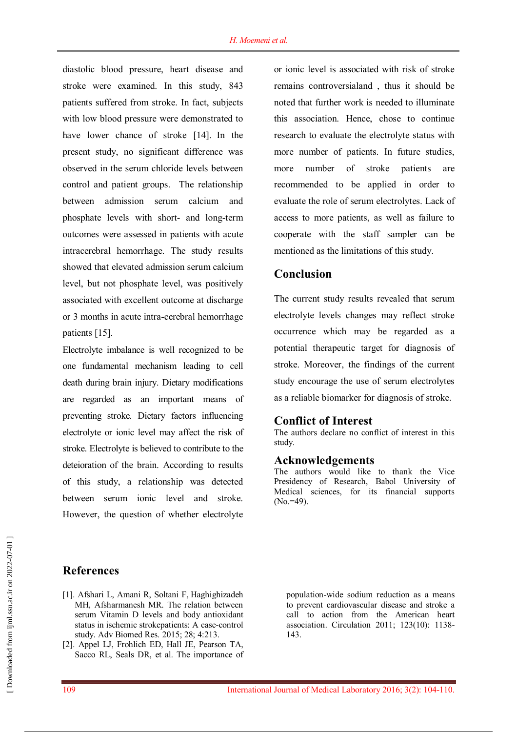diastolic blood pressure, heart disease and stroke were examined. In this study, 843 patients suffered from stroke. In fact, subjects with low blood pressure were demonstrated to have lower chance of stroke [14]. In the present study, no significant difference was observed in the serum chloride levels between control and patient groups. The relationship between admission serum calcium and phosphate levels with short- and long-term outcomes were assessed in patients with acute intracerebral hemorrhage. The study results showed that elevated admission serum calcium level, but not phosphate level, was positively associated with excellent outcome at discharge or 3 months in acute intra-cerebral hemorrhage patients [15].

Electrolyte imbalance is well recognized to be one fundamental mechanism leading to cell death during brain injury. Dietary modifications are regarded as an important means of preventing stroke. Dietary factors influencing electrolyte or ionic level may affect the risk of stroke. Electrolyte is believed to contribute to the deteioration of the brain. According to results of this study, a relationship was detected between serum ionic level and stroke. However, the question of whether electrolyte or ionic level is associated with risk of stroke remains controversialand , thus it should be noted that further work is needed to illuminate this association. Hence, chose to continue research to evaluate the electrolyte status with more number of patients. In future studies, more number of stroke patients are recommended to be applied in order to evaluate the role of serum electrolytes. Lack of access to more patients, as well as failure to cooperate with the staff sampler can be mentioned as the limitations of this study.

## Conclusion

The current study results revealed that serum electrolyte levels changes may reflect stroke occurrence which may be regarded as a potential therapeutic target for diagnosis of stroke. Moreover, the findings of the current study encourage the use of serum electrolytes as a reliable biomarker for diagnosis of stroke.

## Conflict of Interest

The authors declare no conflict of interest in this study.

## Acknowledgements

The authors would like to thank the Vice Presidency of Research, Babol University of Medical sciences, for its financial supports (No.=49).

## References

[1]. Afshari L, Amani R, Soltani F, Haghighizadeh MH, Afsharmanesh MR. The relation between serum Vitamin D levels and body antioxidant status in ischemic strokepatients: A case-control study. Adv Biomed Res. 2015; 28; 4:213.

[2]. Appel LJ, Frohlich ED, Hall JE, Pearson TA, Sacco RL, Seals DR, et al. The importance of population-wide sodium reduction as a means to prevent cardiovascular disease and stroke a call to action from the American heart association. Circulation 2011; 123(10): 1138-143.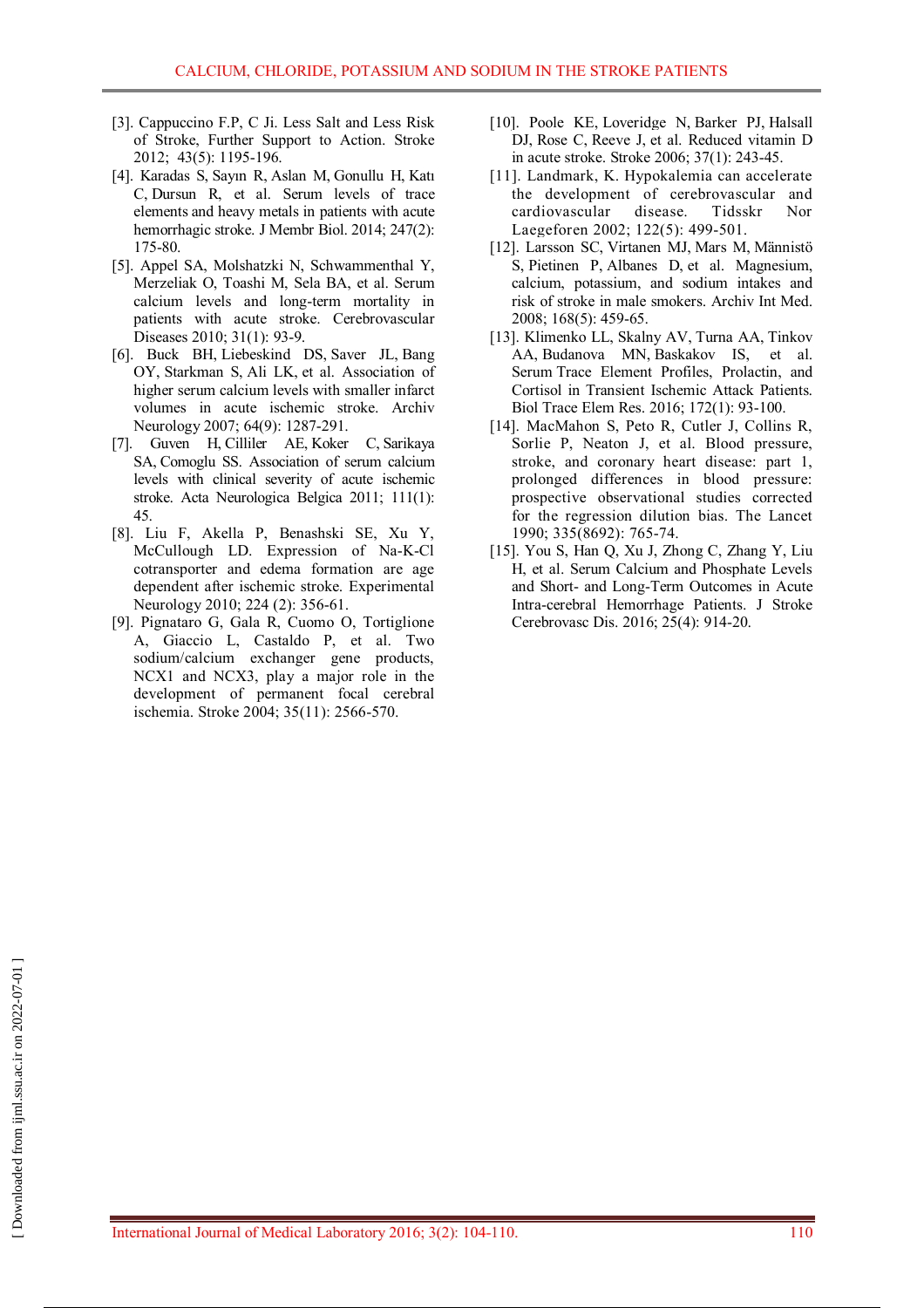[3]. Cappuccino F.P, C Ji. Less Salt and Less Risk of Stroke, Further Support to Action. Stroke 2012; 43(5): 1195-196.

[4]. Karadas S, Sayın R, Aslan M, Gonullu H, Katı C, Dursun R, et al. Serum levels of trace elements and heavy metals in patients with acute hemorrhagic stroke. J Membr Biol. 2014; 247(2): 175-80.

[5]. Appel SA, Molshatzki N, Schwammenthal Y, Merzeliak O, Toashi M, Sela BA, et al. Serum calcium levels and long-term mortality in patients with acute stroke. Cerebrovascular Diseases 2010; 31(1): 93-9.

[6]. Buck BH, Liebeskind DS, Saver JL, Bang OY, Starkman S, Ali LK, et al. Association of higher serum calcium levels with smaller infarct volumes in acute ischemic stroke. Archiv Neurology 2007; 64(9): 1287-291.

[7]. Guven H, Cilliler AE, Koker C, Sarikaya SA, Comoglu SS. Association of serum calcium levels with clinical severity of acute ischemic stroke. Acta Neurologica Belgica 2011; 111(1): 45.

[8]. Liu F, Akella P, Benashski SE, Xu Y, McCullough LD. Expression of Na-K-Cl cotransporter and edema formation are age dependent after ischemic stroke. Experimental Neurology 2010; 224 (2): 356-61.

[9]. Pignataro G, Gala R, Cuomo O, Tortiglione A, Giaccio L, Castaldo P, et al. Two sodium/calcium exchanger gene products, NCX1 and NCX3, play a major role in the development of permanent focal cerebral ischemia. Stroke 2004; 35(11): 2566-570.

[10]. Poole KE, Loveridge N, Barker PJ, Halsall DJ, Rose C, Reeve J, et al. Reduced vitamin D in acute stroke. Stroke 2006; 37(1): 243-45.

[11]. Landmark, K. Hypokalemia can accelerate the development of cerebrovascular and cardiovascular disease. Tidsskr Nor Laegeforen 2002; 122(5): 499-501.

[12]. Larsson SC, Virtanen MJ, Mars M, Männistö S, Pietinen P, Albanes D, et al. Magnesium, calcium, potassium, and sodium intakes and risk of stroke in male smokers. Archiv Int Med. 2008; 168(5): 459-65.

[13]. Klimenko LL, Skalny AV, Turna AA, Tinkov AA, Budanova MN, Baskakov IS, et al. Serum Trace Element Profiles, Prolactin, and Cortisol in Transient Ischemic Attack Patients. Biol Trace Elem Res. 2016; 172(1): 93-100.

[14]. MacMahon S, Peto R, Cutler J, Collins R, Sorlie P, Neaton J, et al. Blood pressure, stroke, and coronary heart disease: part 1, prolonged differences in blood pressure: prospective observational studies corrected for the regression dilution bias. The Lancet 1990; 335(8692): 765-74.

[15]. You S, Han Q, Xu J, Zhong C, Zhang Y, Liu H, et al. Serum Calcium and Phosphate Levels and Short- and Long-Term Outcomes in Acute Intra-cerebral Hemorrhage Patients. J Stroke Cerebrovasc Dis. 2016; 25(4): 914-20.